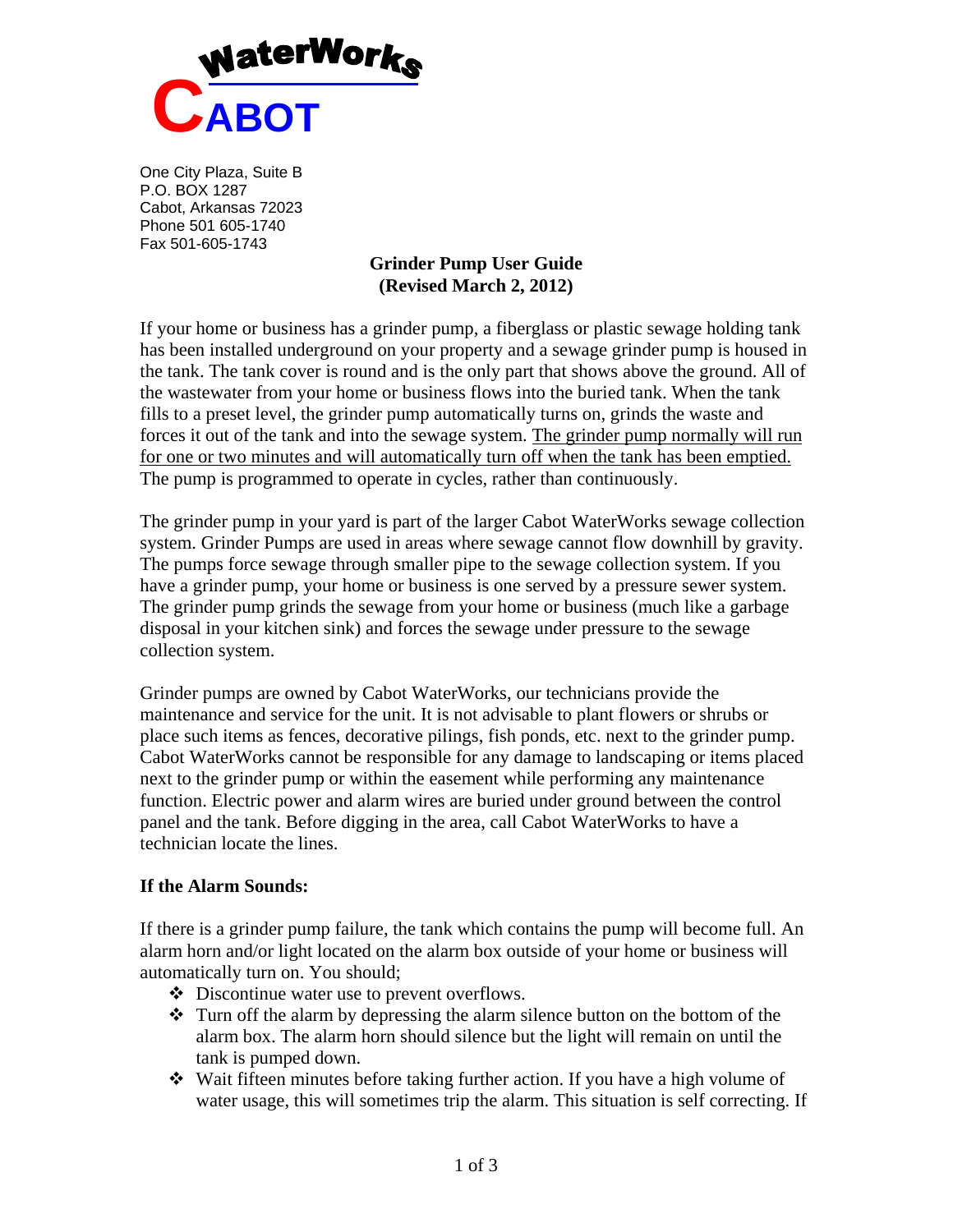**WaterWorks**

**CABOT**

One City Plaza, Suite B
P.O. BOX 1287
Cabot, Arkansas 72023
Phone 501 605-1740
Fax 501-605-1743

# Grinder Pump User Guide (Revised March 2, 2012)

If your home or business has a grinder pump, a fiberglass or plastic sewage holding tank has been installed underground on your property and a sewage grinder pump is housed in the tank. The tank cover is round and is the only part that shows above the ground. All of the wastewater from your home or business flows into the buried tank. When the tank fills to a preset level, the grinder pump automatically turns on, grinds the waste and forces it out of the tank and into the sewage system. The grinder pump normally will run for one or two minutes and will automatically turn off when the tank has been emptied. The pump is programmed to operate in cycles, rather than continuously.

The grinder pump in your yard is part of the larger Cabot WaterWorks sewage collection system. Grinder Pumps are used in areas where sewage cannot flow downhill by gravity. The pumps force sewage through smaller pipe to the sewage collection system. If you have a grinder pump, your home or business is one served by a pressure sewer system. The grinder pump grinds the sewage from your home or business (much like a garbage disposal in your kitchen sink) and forces the sewage under pressure to the sewage collection system.

Grinder pumps are owned by Cabot WaterWorks, our technicians provide the maintenance and service for the unit. It is not advisable to plant flowers or shrubs or place such items as fences, decorative pilings, fish ponds, etc. next to the grinder pump. Cabot WaterWorks cannot be responsible for any damage to landscaping or items placed next to the grinder pump or within the easement while performing any maintenance function. Electric power and alarm wires are buried under ground between the control panel and the tank. Before digging in the area, call Cabot WaterWorks to have a technician locate the lines.

### If the Alarm Sounds:

If there is a grinder pump failure, the tank which contains the pump will become full. An alarm horn and/or light located on the alarm box outside of your home or business will automatically turn on. You should;

- Discontinue water use to prevent overflows.
- Turn off the alarm by depressing the alarm silence button on the bottom of the alarm box. The alarm horn should silence but the light will remain on until the tank is pumped down.
- Wait fifteen minutes before taking further action. If you have a high volume of water usage, this will sometimes trip the alarm. This situation is self correcting. If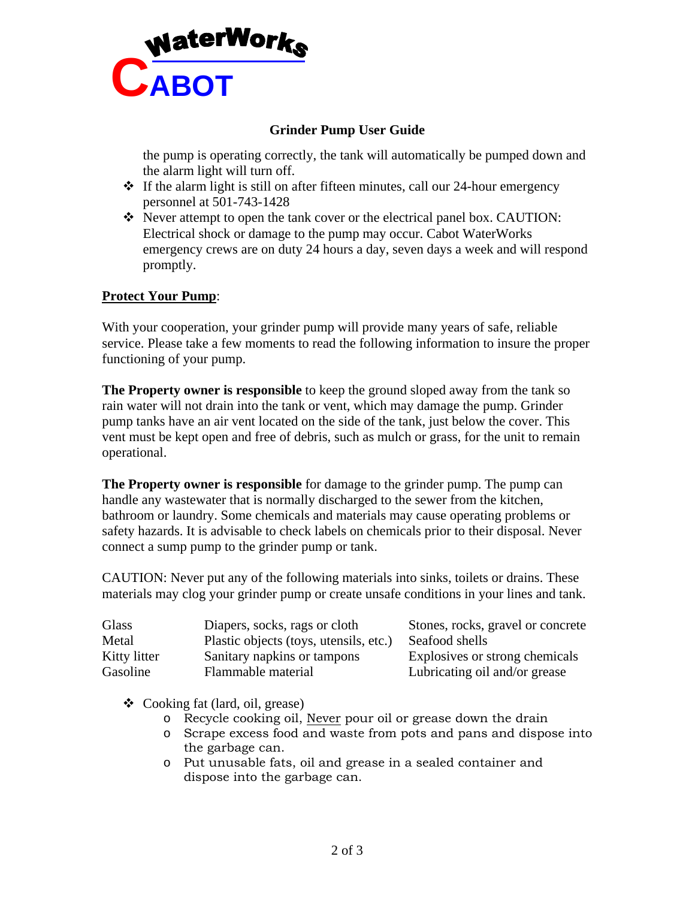**Grinder Pump User Guide**

the pump is operating correctly, the tank will automatically be pumped down and the alarm light will turn off.

- If the alarm light is still on after fifteen minutes, call our 24-hour emergency personnel at 501-743-1428
- Never attempt to open the tank cover or the electrical panel box. CAUTION: Electrical shock or damage to the pump may occur. Cabot WaterWorks emergency crews are on duty 24 hours a day, seven days a week and will respond promptly.

**Protect Your Pump**:

With your cooperation, your grinder pump will provide many years of safe, reliable service. Please take a few moments to read the following information to insure the proper functioning of your pump.

**The Property owner is responsible** to keep the ground sloped away from the tank so rain water will not drain into the tank or vent, which may damage the pump. Grinder pump tanks have an air vent located on the side of the tank, just below the cover. This vent must be kept open and free of debris, such as mulch or grass, for the unit to remain operational.

**The Property owner is responsible** for damage to the grinder pump. The pump can handle any wastewater that is normally discharged to the sewer from the kitchen, bathroom or laundry. Some chemicals and materials may cause operating problems or safety hazards. It is advisable to check labels on chemicals prior to their disposal. Never connect a sump pump to the grinder pump or tank.

CAUTION: Never put any of the following materials into sinks, toilets or drains. These materials may clog your grinder pump or create unsafe conditions in your lines and tank.

| | | |
|---|---|---|
| Glass | Diapers, socks, rags or cloth | Stones, rocks, gravel or concrete |
| Metal | Plastic objects (toys, utensils, etc.) | Seafood shells |
| Kitty litter | Sanitary napkins or tampons | Explosives or strong chemicals |
| Gasoline | Flammable material | Lubricating oil and/or grease |

- Cooking fat (lard, oil, grease)
  - Recycle cooking oil, Never pour oil or grease down the drain
  - Scrape excess food and waste from pots and pans and dispose into the garbage can.
  - Put unusable fats, oil and grease in a sealed container and dispose into the garbage can.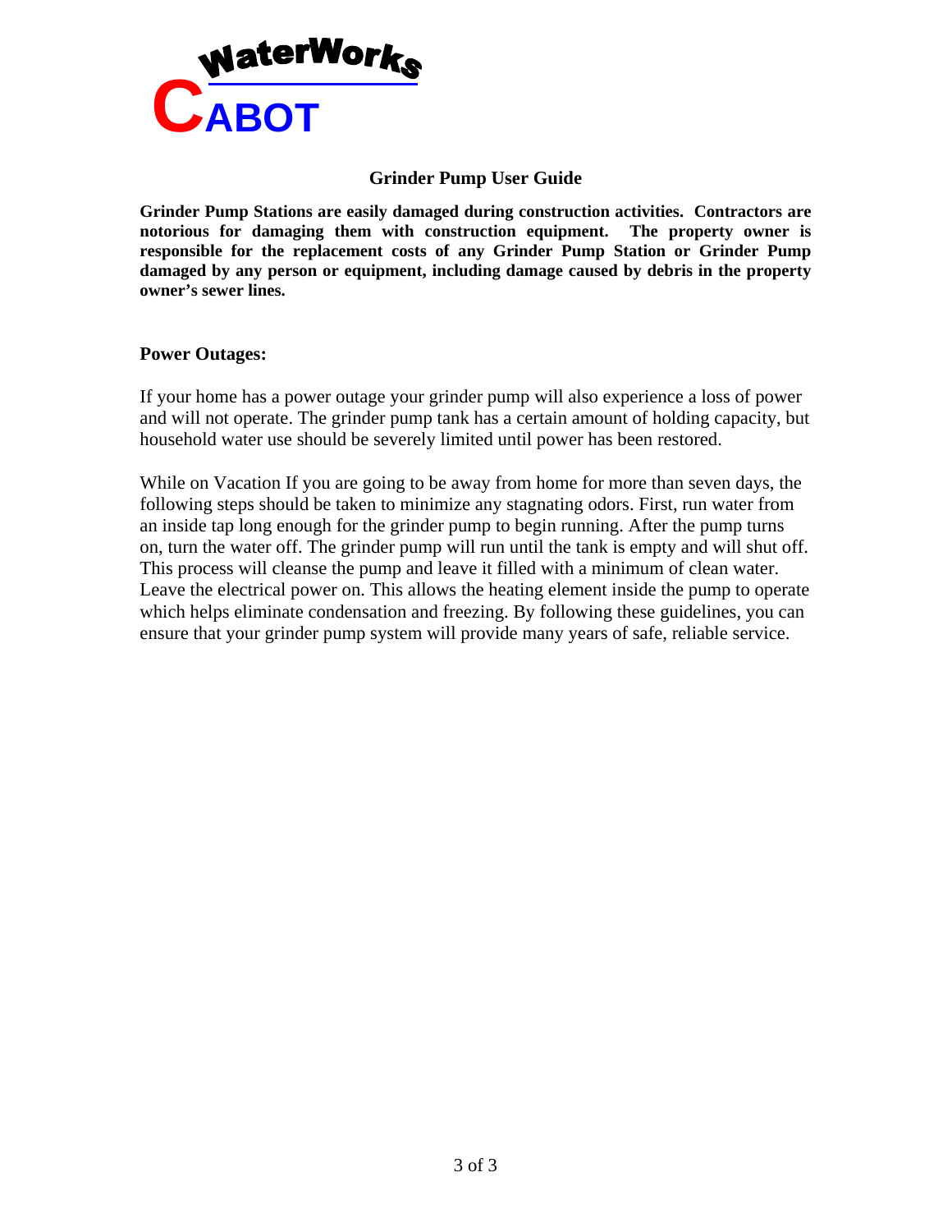**WaterWorks**

**CABOT**

## Grinder Pump User Guide

**Grinder Pump Stations are easily damaged during construction activities. Contractors are notorious for damaging them with construction equipment. The property owner is responsible for the replacement costs of any Grinder Pump Station or Grinder Pump damaged by any person or equipment, including damage caused by debris in the property owner's sewer lines.**

**Power Outages:**

If your home has a power outage your grinder pump will also experience a loss of power and will not operate. The grinder pump tank has a certain amount of holding capacity, but household water use should be severely limited until power has been restored.

While on Vacation If you are going to be away from home for more than seven days, the following steps should be taken to minimize any stagnating odors. First, run water from an inside tap long enough for the grinder pump to begin running. After the pump turns on, turn the water off. The grinder pump will run until the tank is empty and will shut off. This process will cleanse the pump and leave it filled with a minimum of clean water. Leave the electrical power on. This allows the heating element inside the pump to operate which helps eliminate condensation and freezing. By following these guidelines, you can ensure that your grinder pump system will provide many years of safe, reliable service.